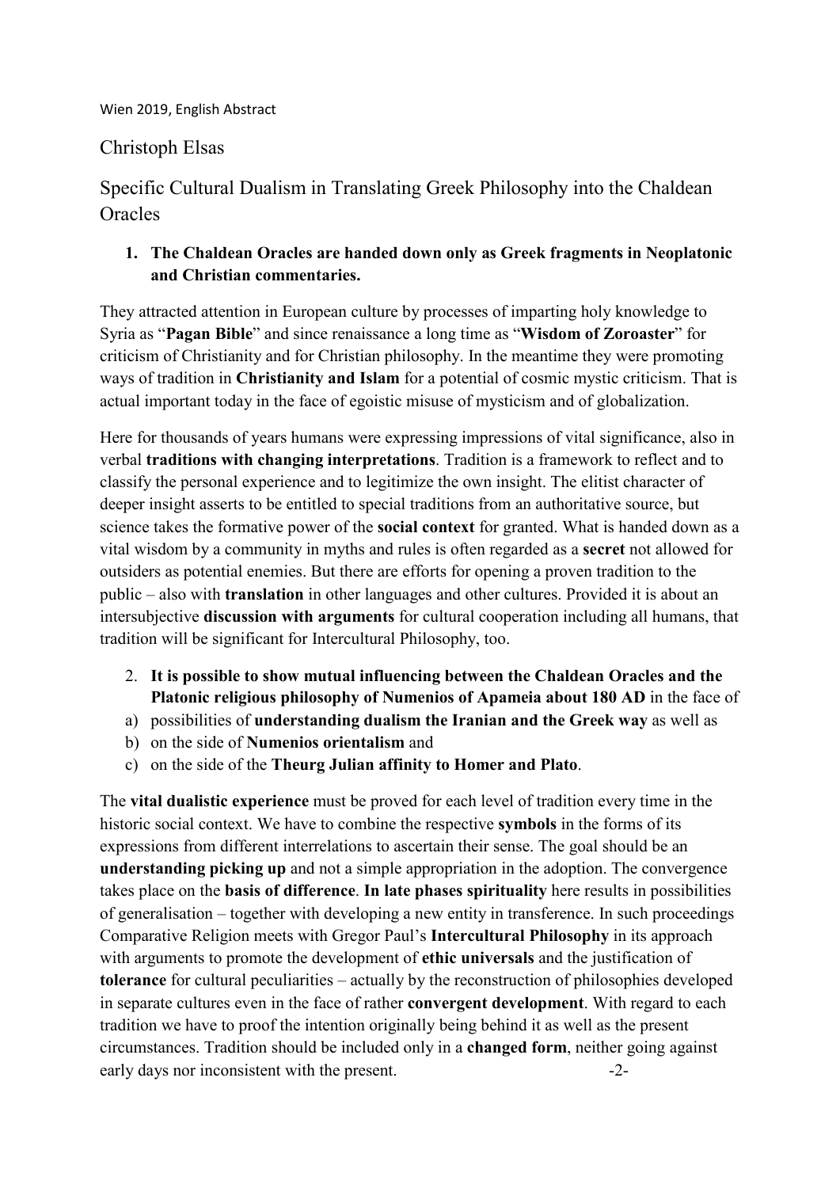Wien 2019, English Abstract

Christoph Elsas

# Specific Cultural Dualism in Translating Greek Philosophy into the Chaldean Oracles

1. **The Chaldean Oracles are handed down only as Greek fragments in Neoplatonic and Christian commentaries.**

They attracted attention in European culture by processes of imparting holy knowledge to Syria as "**Pagan Bible**" and since renaissance a long time as "**Wisdom of Zoroaster**" for criticism of Christianity and for Christian philosophy. In the meantime they were promoting ways of tradition in **Christianity and Islam** for a potential of cosmic mystic criticism. That is actual important today in the face of egoistic misuse of mysticism and of globalization.

Here for thousands of years humans were expressing impressions of vital significance, also in verbal **traditions with changing interpretations**. Tradition is a framework to reflect and to classify the personal experience and to legitimize the own insight. The elitist character of deeper insight asserts to be entitled to special traditions from an authoritative source, but science takes the formative power of the **social context** for granted. What is handed down as a vital wisdom by a community in myths and rules is often regarded as a **secret** not allowed for outsiders as potential enemies. But there are efforts for opening a proven tradition to the public – also with **translation** in other languages and other cultures. Provided it is about an intersubjective **discussion with arguments** for cultural cooperation including all humans, that tradition will be significant for Intercultural Philosophy, too.

2. **It is possible to show mutual influencing between the Chaldean Oracles and the Platonic religious philosophy of Numenios of Apameia about 180 AD** in the face of

a) possibilities of **understanding dualism the Iranian and the Greek way** as well as
b) on the side of **Numenios orientalism** and
c) on the side of the **Theurg Julian affinity to Homer and Plato**.

The **vital dualistic experience** must be proved for each level of tradition every time in the historic social context. We have to combine the respective **symbols** in the forms of its expressions from different interrelations to ascertain their sense. The goal should be an **understanding picking up** and not a simple appropriation in the adoption. The convergence takes place on the **basis of difference**. **In late phases spirituality** here results in possibilities of generalisation – together with developing a new entity in transference. In such proceedings Comparative Religion meets with Gregor Paul's **Intercultural Philosophy** in its approach with arguments to promote the development of **ethic universals** and the justification of **tolerance** for cultural peculiarities – actually by the reconstruction of philosophies developed in separate cultures even in the face of rather **convergent development**. With regard to each tradition we have to proof the intention originally being behind it as well as the present circumstances. Tradition should be included only in a **changed form**, neither going against early days nor inconsistent with the present.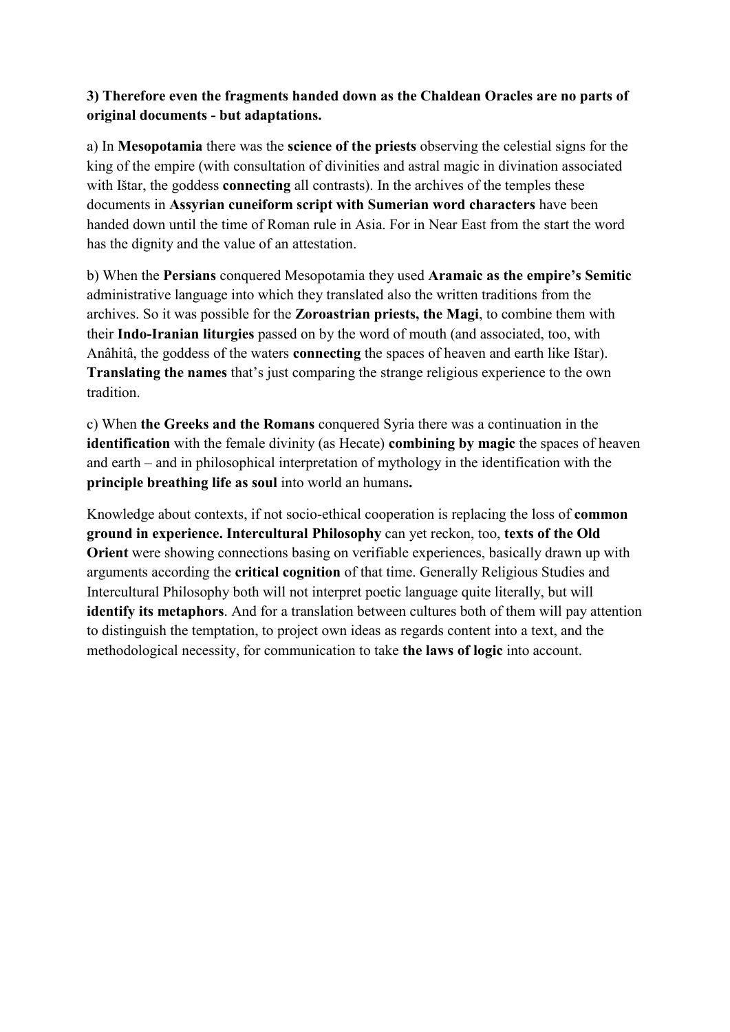**3) Therefore even the fragments handed down as the Chaldean Oracles are no parts of original documents - but adaptations.**

a) In **Mesopotamia** there was the **science of the priests** observing the celestial signs for the king of the empire (with consultation of divinities and astral magic in divination associated with Ištar, the goddess **connecting** all contrasts). In the archives of the temples these documents in **Assyrian cuneiform script with Sumerian word characters** have been handed down until the time of Roman rule in Asia. For in Near East from the start the word has the dignity and the value of an attestation.

b) When the **Persians** conquered Mesopotamia they used **Aramaic as the empire's Semitic** administrative language into which they translated also the written traditions from the archives. So it was possible for the **Zoroastrian priests, the Magi**, to combine them with their **Indo-Iranian liturgies** passed on by the word of mouth (and associated, too, with Anâhitâ, the goddess of the waters **connecting** the spaces of heaven and earth like Ištar). **Translating the names** that's just comparing the strange religious experience to the own tradition.

c) When **the Greeks and the Romans** conquered Syria there was a continuation in the **identification** with the female divinity (as Hecate) **combining by magic** the spaces of heaven and earth – and in philosophical interpretation of mythology in the identification with the **principle breathing life as soul** into world an humans**.**

Knowledge about contexts, if not socio-ethical cooperation is replacing the loss of **common ground in experience. Intercultural Philosophy** can yet reckon, too, **texts of the Old Orient** were showing connections basing on verifiable experiences, basically drawn up with arguments according the **critical cognition** of that time. Generally Religious Studies and Intercultural Philosophy both will not interpret poetic language quite literally, but will **identify its metaphors**. And for a translation between cultures both of them will pay attention to distinguish the temptation, to project own ideas as regards content into a text, and the methodological necessity, for communication to take **the laws of logic** into account.